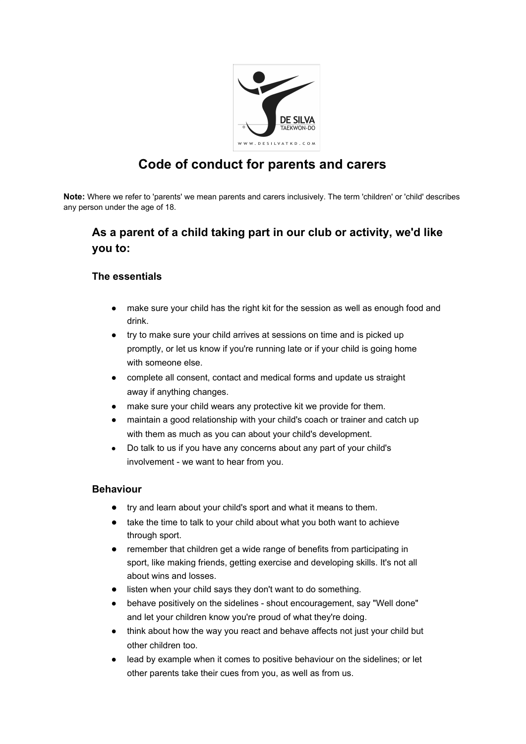# Code of conduct for parents and carers

**Note:** Where we refer to 'parents' we mean parents and carers inclusively. The term 'children' or 'child' describes any person under the age of 18.

## As a parent of a child taking part in our club or activity, we'd like you to:

### The essentials

- make sure your child has the right kit for the session as well as enough food and drink.
- try to make sure your child arrives at sessions on time and is picked up promptly, or let us know if you're running late or if your child is going home with someone else.
- complete all consent, contact and medical forms and update us straight away if anything changes.
- make sure your child wears any protective kit we provide for them.
- maintain a good relationship with your child's coach or trainer and catch up with them as much as you can about your child's development.
- Do talk to us if you have any concerns about any part of your child's involvement - we want to hear from you.

### Behaviour

- try and learn about your child's sport and what it means to them.
- take the time to talk to your child about what you both want to achieve through sport.
- remember that children get a wide range of benefits from participating in sport, like making friends, getting exercise and developing skills. It's not all about wins and losses.
- listen when your child says they don't want to do something.
- behave positively on the sidelines - shout encouragement, say "Well done" and let your children know you're proud of what they're doing.
- think about how the way you react and behave affects not just your child but other children too.
- lead by example when it comes to positive behaviour on the sidelines; or let other parents take their cues from you, as well as from us.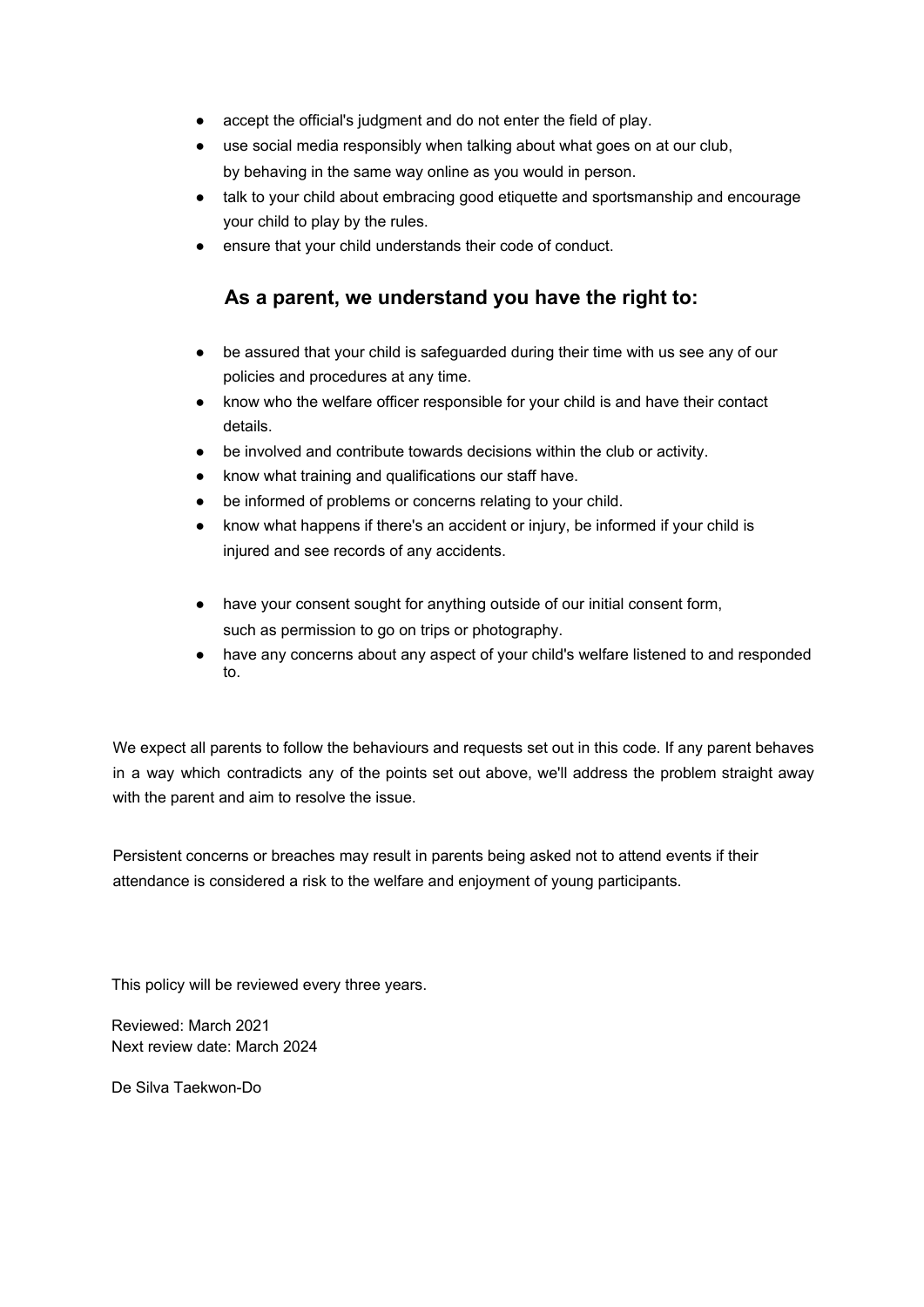- accept the official's judgment and do not enter the field of play.
- use social media responsibly when talking about what goes on at our club, by behaving in the same way online as you would in person.
- talk to your child about embracing good etiquette and sportsmanship and encourage your child to play by the rules.
- ensure that your child understands their code of conduct.

## As a parent, we understand you have the right to:

- be assured that your child is safeguarded during their time with us see any of our policies and procedures at any time.
- know who the welfare officer responsible for your child is and have their contact details.
- be involved and contribute towards decisions within the club or activity.
- know what training and qualifications our staff have.
- be informed of problems or concerns relating to your child.
- know what happens if there's an accident or injury, be informed if your child is injured and see records of any accidents.
- have your consent sought for anything outside of our initial consent form, such as permission to go on trips or photography.
- have any concerns about any aspect of your child's welfare listened to and responded to.

We expect all parents to follow the behaviours and requests set out in this code. If any parent behaves in a way which contradicts any of the points set out above, we'll address the problem straight away with the parent and aim to resolve the issue.

Persistent concerns or breaches may result in parents being asked not to attend events if their attendance is considered a risk to the welfare and enjoyment of young participants.

This policy will be reviewed every three years.

Reviewed: March 2021
Next review date: March 2024

De Silva Taekwon-Do